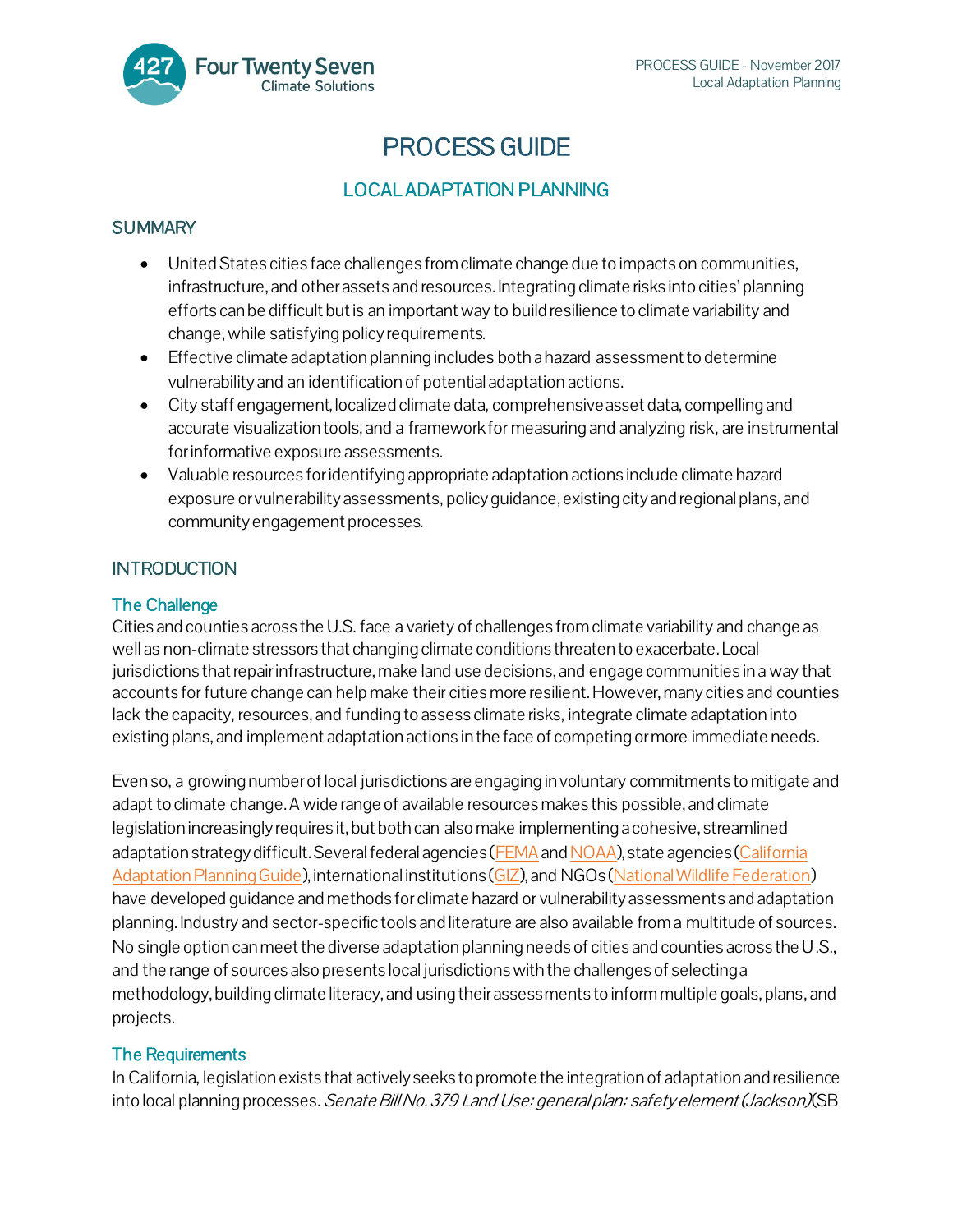# PROCESS GUIDE

## LOCAL ADAPTATION PLANNING

### SUMMARY

- United States cities face challenges from climate change due to impacts on communities, infrastructure, and other assets and resources. Integrating climate risks into cities' planning efforts can be difficult but is an important way to build resilience to climate variability and change, while satisfying policy requirements.
- Effective climate adaptation planning includes both a hazard assessment to determine vulnerability and an identification of potential adaptation actions.
- City staff engagement, localized climate data, comprehensive asset data, compelling and accurate visualization tools, and a framework for measuring and analyzing risk, are instrumental for informative exposure assessments.
- Valuable resources for identifying appropriate adaptation actions include climate hazard exposure or vulnerability assessments, policy guidance, existing city and regional plans, and community engagement processes.

### INTRODUCTION

#### The Challenge

Cities and counties across the U.S. face a variety of challenges from climate variability and change as well as non-climate stressors that changing climate conditions threaten to exacerbate. Local jurisdictions that repair infrastructure, make land use decisions, and engage communities in a way that accounts for future change can help make their cities more resilient. However, many cities and counties lack the capacity, resources, and funding to assess climate risks, integrate climate adaptation into existing plans, and implement adaptation actions in the face of competing or more immediate needs.

Even so, a growing number of local jurisdictions are engaging in voluntary commitments to mitigate and adapt to climate change. A wide range of available resources makes this possible, and climate legislation increasingly requires it, but both can also make implementing a cohesive, streamlined adaptation strategy difficult. Several federal agencies (FEMA and NOAA), state agencies (California Adaptation Planning Guide), international institutions (GIZ), and NGOs (National Wildlife Federation) have developed guidance and methods for climate hazard or vulnerability assessments and adaptation planning. Industry and sector-specific tools and literature are also available from a multitude of sources. No single option can meet the diverse adaptation planning needs of cities and counties across the U.S., and the range of sources also presents local jurisdictions with the challenges of selecting a methodology, building climate literacy, and using their assessments to inform multiple goals, plans, and projects.

#### The Requirements

In California, legislation exists that actively seeks to promote the integration of adaptation and resilience into local planning processes. *Senate Bill No. 379 Land Use: general plan: safety element (Jackson)* (SB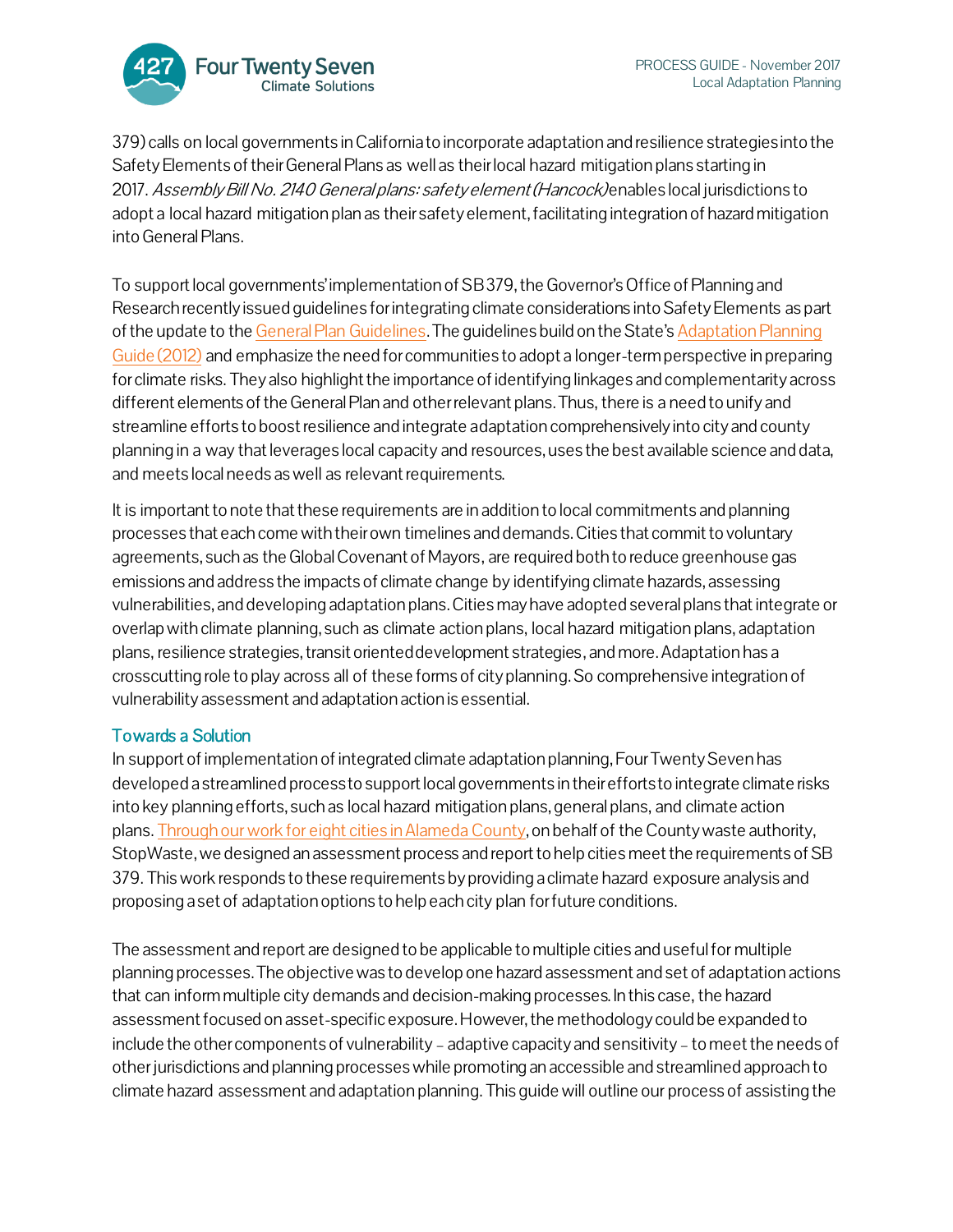379) calls on local governments in California to incorporate adaptation and resilience strategies into the Safety Elements of their General Plans as well as their local hazard mitigation plans starting in 2017. *Assembly Bill No. 2140 General plans: safety element (Hancock)* enables local jurisdictions to adopt a local hazard mitigation plan as their safety element, facilitating integration of hazard mitigation into General Plans.

To support local governments' implementation of SB 379, the Governor's Office of Planning and Research recently issued guidelines for integrating climate considerations into Safety Elements as part of the update to the General Plan Guidelines. The guidelines build on the State's Adaptation Planning Guide (2012) and emphasize the need for communities to adopt a longer-term perspective in preparing for climate risks. They also highlight the importance of identifying linkages and complementarity across different elements of the General Plan and other relevant plans. Thus, there is a need to unify and streamline efforts to boost resilience and integrate adaptation comprehensively into city and county planning in a way that leverages local capacity and resources, uses the best available science and data, and meets local needs as well as relevant requirements.

It is important to note that these requirements are in addition to local commitments and planning processes that each come with their own timelines and demands. Cities that commit to voluntary agreements, such as the Global Covenant of Mayors, are required both to reduce greenhouse gas emissions and address the impacts of climate change by identifying climate hazards, assessing vulnerabilities, and developing adaptation plans. Cities may have adopted several plans that integrate or overlap with climate planning, such as climate action plans, local hazard mitigation plans, adaptation plans, resilience strategies, transit oriented development strategies, and more. Adaptation has a crosscutting role to play across all of these forms of city planning. So comprehensive integration of vulnerability assessment and adaptation action is essential.

## Towards a Solution

In support of implementation of integrated climate adaptation planning, Four Twenty Seven has developed a streamlined process to support local governments in their efforts to integrate climate risks into key planning efforts, such as local hazard mitigation plans, general plans, and climate action plans. Through our work for eight cities in Alameda County, on behalf of the County waste authority, StopWaste, we designed an assessment process and report to help cities meet the requirements of SB 379. This work responds to these requirements by providing a climate hazard exposure analysis and proposing a set of adaptation options to help each city plan for future conditions.

The assessment and report are designed to be applicable to multiple cities and useful for multiple planning processes. The objective was to develop one hazard assessment and set of adaptation actions that can inform multiple city demands and decision-making processes. In this case, the hazard assessment focused on asset-specific exposure. However, the methodology could be expanded to include the other components of vulnerability – adaptive capacity and sensitivity – to meet the needs of other jurisdictions and planning processes while promoting an accessible and streamlined approach to climate hazard assessment and adaptation planning. This guide will outline our process of assisting the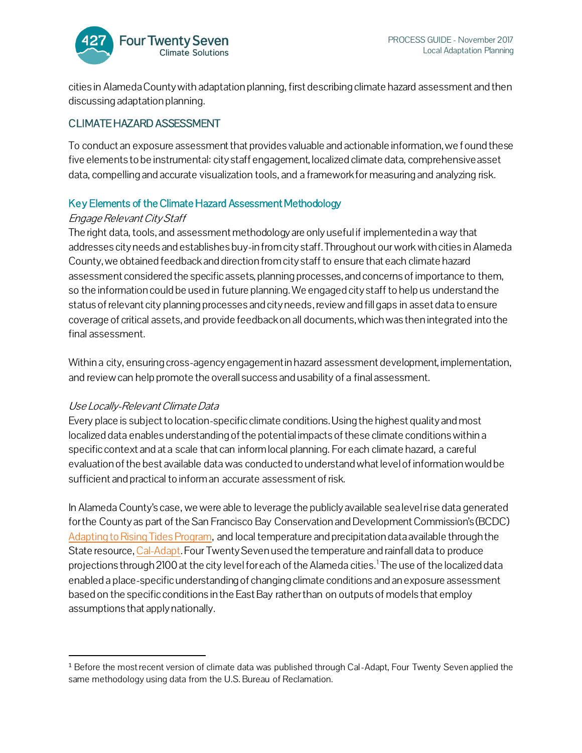cities in Alameda County with adaptation planning, first describing climate hazard assessment and then discussing adaptation planning.

## CLIMATE HAZARD ASSESSMENT

To conduct an exposure assessment that provides valuable and actionable information, we found these five elements to be instrumental: city staff engagement, localized climate data, comprehensive asset data, compelling and accurate visualization tools, and a framework for measuring and analyzing risk.

### Key Elements of the Climate Hazard Assessment Methodology

*Engage Relevant City Staff*

The right data, tools, and assessment methodology are only useful if implemented in a way that addresses city needs and establishes buy-in from city staff. Throughout our work with cities in Alameda County, we obtained feedback and direction from city staff to ensure that each climate hazard assessment considered the specific assets, planning processes, and concerns of importance to them, so the information could be used in future planning. We engaged city staff to help us understand the status of relevant city planning processes and city needs, review and fill gaps in asset data to ensure coverage of critical assets, and provide feedback on all documents, which was then integrated into the final assessment.

Within a city, ensuring cross-agency engagement in hazard assessment development, implementation, and review can help promote the overall success and usability of a final assessment.

*Use Locally-Relevant Climate Data*

Every place is subject to location-specific climate conditions. Using the highest quality and most localized data enables understanding of the potential impacts of these climate conditions within a specific context and at a scale that can inform local planning. For each climate hazard, a careful evaluation of the best available data was conducted to understand what level of information would be sufficient and practical to inform an accurate assessment of risk.

In Alameda County's case, we were able to leverage the publicly available sea level rise data generated for the County as part of the San Francisco Bay Conservation and Development Commission's (BCDC) Adapting to Rising Tides Program, and local temperature and precipitation data available through the State resource, Cal-Adapt. Four Twenty Seven used the temperature and rainfall data to produce projections through 2100 at the city level for each of the Alameda cities.[1] The use of the localized data enabled a place-specific understanding of changing climate conditions and an exposure assessment based on the specific conditions in the East Bay rather than on outputs of models that employ assumptions that apply nationally.

---

[1] Before the most recent version of climate data was published through Cal-Adapt, Four Twenty Seven applied the same methodology using data from the U.S. Bureau of Reclamation.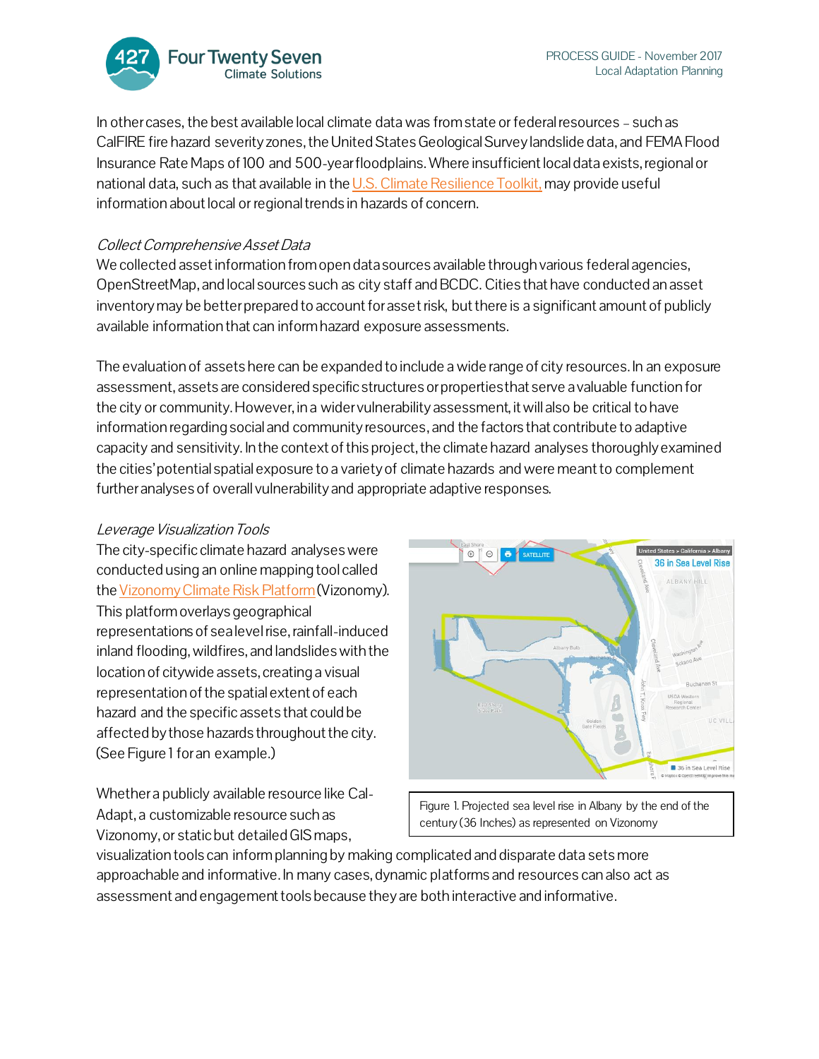In other cases, the best available local climate data was from state or federal resources – such as CalFIRE fire hazard severity zones, the United States Geological Survey landslide data, and FEMA Flood Insurance Rate Maps of 100 and 500-year floodplains. Where insufficient local data exists, regional or national data, such as that available in the U.S. Climate Resilience Toolkit, may provide useful information about local or regional trends in hazards of concern.

*Collect Comprehensive Asset Data*

We collected asset information from open data sources available through various federal agencies, OpenStreetMap, and local sources such as city staff and BCDC. Cities that have conducted an asset inventory may be better prepared to account for asset risk, but there is a significant amount of publicly available information that can inform hazard exposure assessments.

The evaluation of assets here can be expanded to include a wide range of city resources. In an exposure assessment, assets are considered specific structures or properties that serve a valuable function for the city or community. However, in a wider vulnerability assessment, it will also be critical to have information regarding social and community resources, and the factors that contribute to adaptive capacity and sensitivity. In the context of this project, the climate hazard analyses thoroughly examined the cities' potential spatial exposure to a variety of climate hazards and were meant to complement further analyses of overall vulnerability and appropriate adaptive responses.

*Leverage Visualization Tools*

The city-specific climate hazard analyses were conducted using an online mapping tool called the Vizonomy Climate Risk Platform (Vizonomy). This platform overlays geographical representations of sea level rise, rainfall-induced inland flooding, wildfires, and landslides with the location of citywide assets, creating a visual representation of the spatial extent of each hazard and the specific assets that could be affected by those hazards throughout the city. (See Figure 1 for an example.)

Figure 1. Projected sea level rise in Albany by the end of the century (36 Inches) as represented on Vizonomy

Whether a publicly available resource like Cal-Adapt, a customizable resource such as Vizonomy, or static but detailed GIS maps, visualization tools can inform planning by making complicated and disparate data sets more approachable and informative. In many cases, dynamic platforms and resources can also act as assessment and engagement tools because they are both interactive and informative.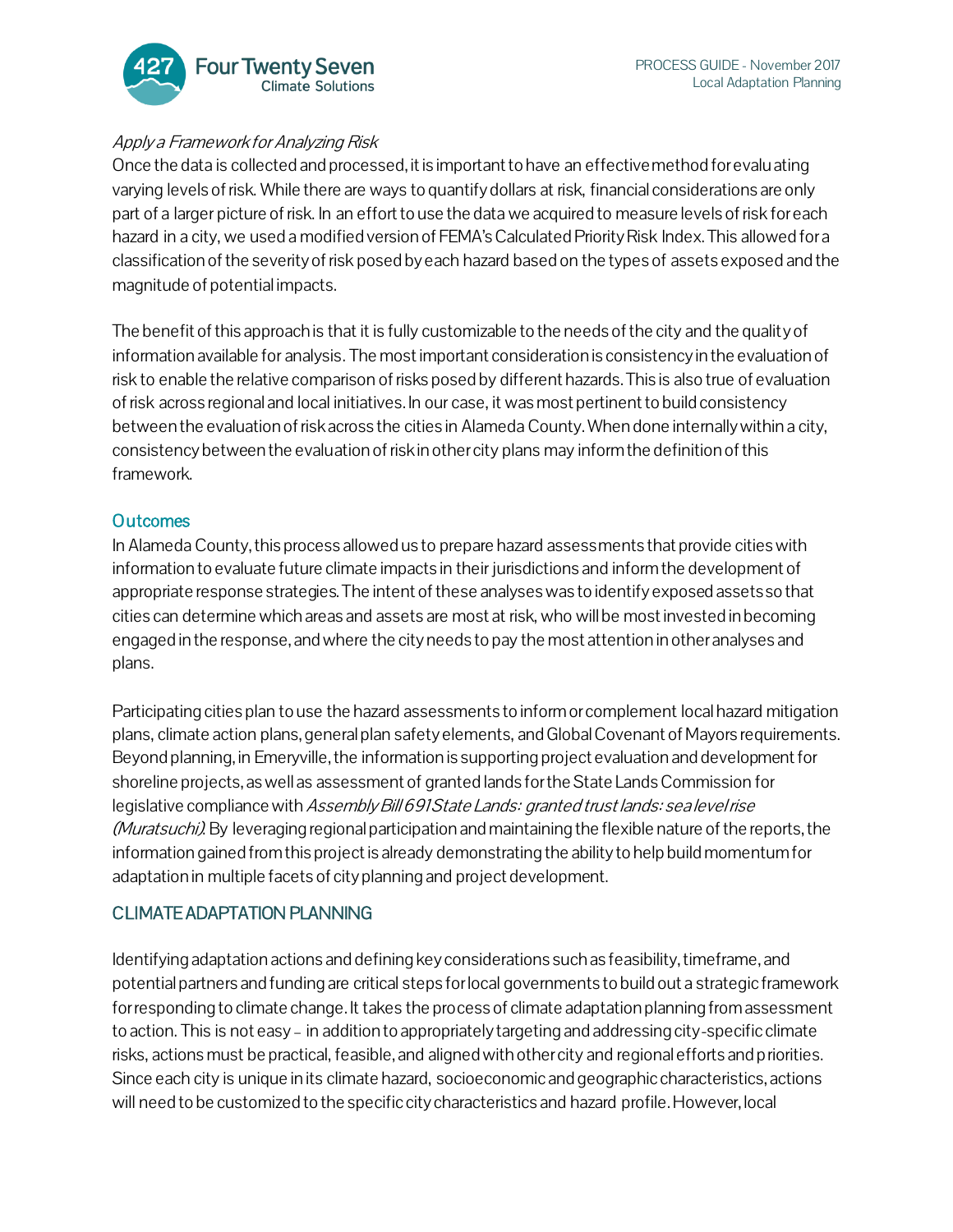*Apply a Framework for Analyzing Risk*

Once the data is collected and processed, it is important to have an effective method for evaluating varying levels of risk. While there are ways to quantify dollars at risk, financial considerations are only part of a larger picture of risk. In an effort to use the data we acquired to measure levels of risk for each hazard in a city, we used a modified version of FEMA's Calculated Priority Risk Index. This allowed for a classification of the severity of risk posed by each hazard based on the types of assets exposed and the magnitude of potential impacts.

The benefit of this approach is that it is fully customizable to the needs of the city and the quality of information available for analysis. The most important consideration is consistency in the evaluation of risk to enable the relative comparison of risks posed by different hazards. This is also true of evaluation of risk across regional and local initiatives. In our case, it was most pertinent to build consistency between the evaluation of risk across the cities in Alameda County. When done internally within a city, consistency between the evaluation of risk in other city plans may inform the definition of this framework.

### Outcomes

In Alameda County, this process allowed us to prepare hazard assessments that provide cities with information to evaluate future climate impacts in their jurisdictions and inform the development of appropriate response strategies. The intent of these analyses was to identify exposed assets so that cities can determine which areas and assets are most at risk, who will be most invested in becoming engaged in the response, and where the city needs to pay the most attention in other analyses and plans.

Participating cities plan to use the hazard assessments to inform or complement local hazard mitigation plans, climate action plans, general plan safety elements, and Global Covenant of Mayors requirements. Beyond planning, in Emeryville, the information is supporting project evaluation and development for shoreline projects, as well as assessment of granted lands for the State Lands Commission for legislative compliance with *Assembly Bill 691 State Lands: granted trust lands: sea level rise (Muratsuchi)*. By leveraging regional participation and maintaining the flexible nature of the reports, the information gained from this project is already demonstrating the ability to help build momentum for adaptation in multiple facets of city planning and project development.

## CLIMATE ADAPTATION PLANNING

Identifying adaptation actions and defining key considerations such as feasibility, timeframe, and potential partners and funding are critical steps for local governments to build out a strategic framework for responding to climate change. It takes the process of climate adaptation planning from assessment to action. This is not easy – in addition to appropriately targeting and addressing city-specific climate risks, actions must be practical, feasible, and aligned with other city and regional efforts and priorities. Since each city is unique in its climate hazard, socioeconomic and geographic characteristics, actions will need to be customized to the specific city characteristics and hazard profile. However, local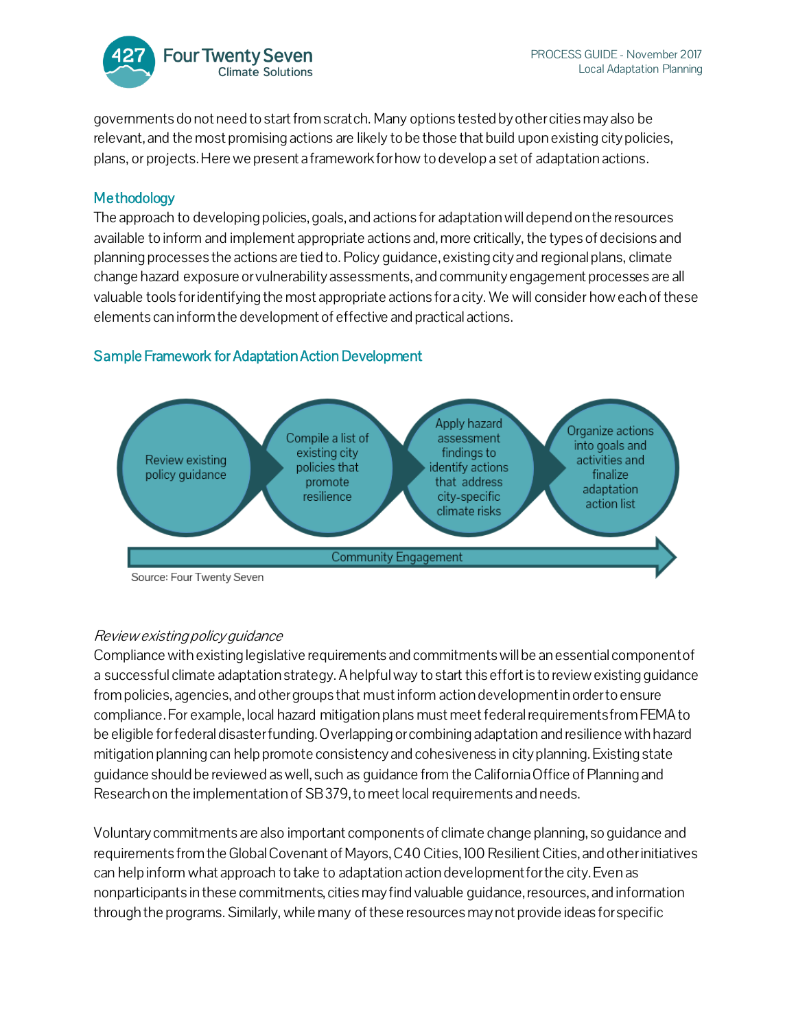governments do not need to start from scratch. Many options tested by other cities may also be relevant, and the most promising actions are likely to be those that build upon existing city policies, plans, or projects. Here we present a framework for how to develop a set of adaptation actions.

## Methodology

The approach to developing policies, goals, and actions for adaptation will depend on the resources available to inform and implement appropriate actions and, more critically, the types of decisions and planning processes the actions are tied to. Policy guidance, existing city and regional plans, climate change hazard exposure or vulnerability assessments, and community engagement processes are all valuable tools for identifying the most appropriate actions for a city. We will consider how each of these elements can inform the development of effective and practical actions.

### Sample Framework for Adaptation Action Development

Review existing policy guidance → Compile a list of existing city policies that promote resilience → Apply hazard assessment findings to identify actions that address city-specific climate risks → Organize actions into goals and activities and finalize adaptation action list

Community Engagement

Source: Four Twenty Seven

*Review existing policy guidance*

Compliance with existing legislative requirements and commitments will be an essential component of a successful climate adaptation strategy. A helpful way to start this effort is to review existing guidance from policies, agencies, and other groups that must inform action development in order to ensure compliance. For example, local hazard mitigation plans must meet federal requirements from FEMA to be eligible for federal disaster funding. Overlapping or combining adaptation and resilience with hazard mitigation planning can help promote consistency and cohesiveness in city planning. Existing state guidance should be reviewed as well, such as guidance from the California Office of Planning and Research on the implementation of SB 379, to meet local requirements and needs.

Voluntary commitments are also important components of climate change planning, so guidance and requirements from the Global Covenant of Mayors, C40 Cities, 100 Resilient Cities, and other initiatives can help inform what approach to take to adaptation action development for the city. Even as nonparticipants in these commitments, cities may find valuable guidance, resources, and information through the programs. Similarly, while many of these resources may not provide ideas for specific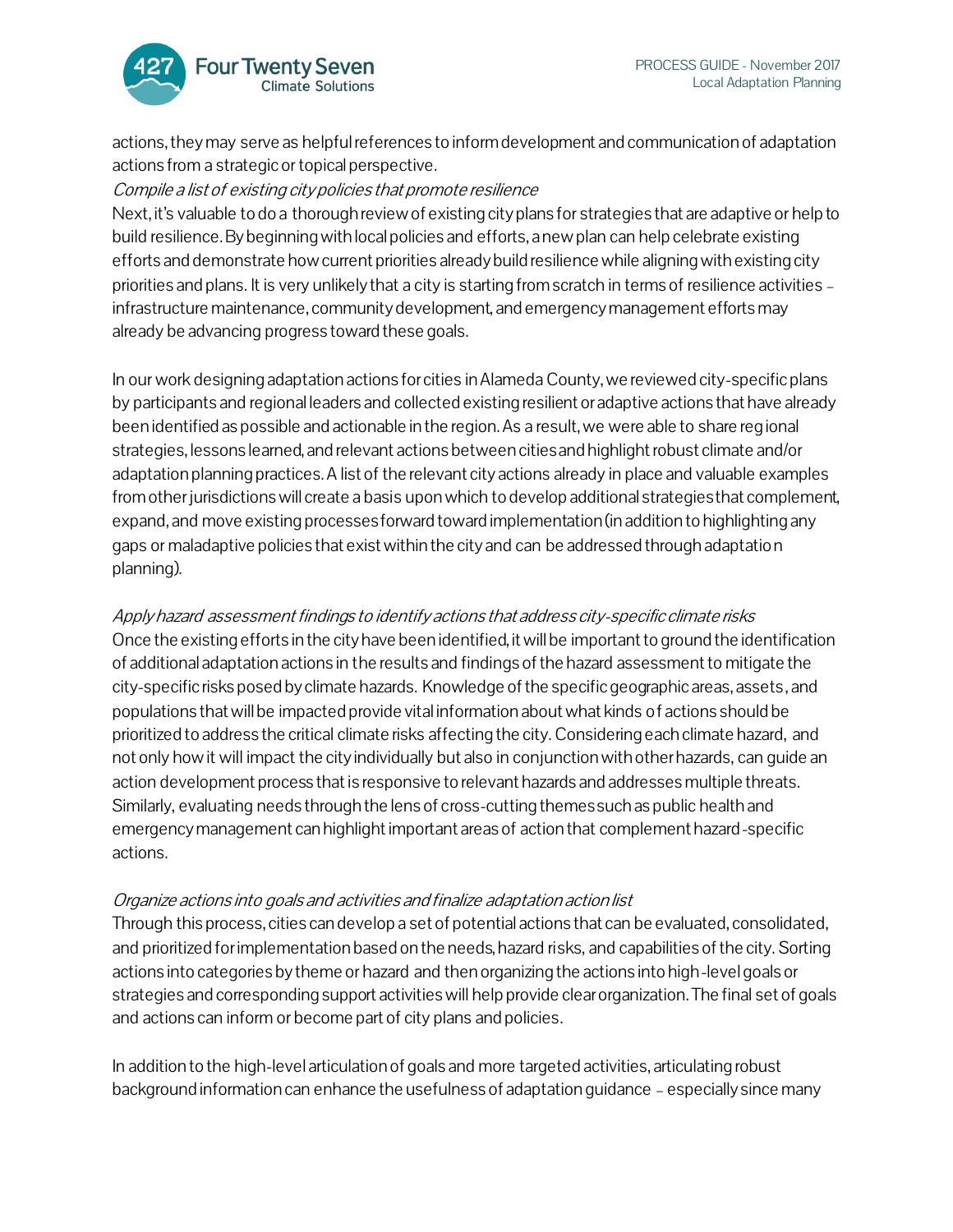actions, they may serve as helpful references to inform development and communication of adaptation actions from a strategic or topical perspective.

*Compile a list of existing city policies that promote resilience*

Next, it's valuable to do a thorough review of existing city plans for strategies that are adaptive or help to build resilience. By beginning with local policies and efforts, a new plan can help celebrate existing efforts and demonstrate how current priorities already build resilience while aligning with existing city priorities and plans. It is very unlikely that a city is starting from scratch in terms of resilience activities – infrastructure maintenance, community development, and emergency management efforts may already be advancing progress toward these goals.

In our work designing adaptation actions for cities in Alameda County, we reviewed city-specific plans by participants and regional leaders and collected existing resilient or adaptive actions that have already been identified as possible and actionable in the region. As a result, we were able to share regional strategies, lessons learned, and relevant actions between cities and highlight robust climate and/or adaptation planning practices. A list of the relevant city actions already in place and valuable examples from other jurisdictions will create a basis upon which to develop additional strategies that complement, expand, and move existing processes forward toward implementation (in addition to highlighting any gaps or maladaptive policies that exist within the city and can be addressed through adaptation planning).

*Apply hazard assessment findings to identify actions that address city-specific climate risks*

Once the existing efforts in the city have been identified, it will be important to ground the identification of additional adaptation actions in the results and findings of the hazard assessment to mitigate the city-specific risks posed by climate hazards. Knowledge of the specific geographic areas, assets, and populations that will be impacted provide vital information about what kinds of actions should be prioritized to address the critical climate risks affecting the city. Considering each climate hazard, and not only how it will impact the city individually but also in conjunction with other hazards, can guide an action development process that is responsive to relevant hazards and addresses multiple threats. Similarly, evaluating needs through the lens of cross-cutting themes such as public health and emergency management can highlight important areas of action that complement hazard-specific actions.

*Organize actions into goals and activities and finalize adaptation action list*

Through this process, cities can develop a set of potential actions that can be evaluated, consolidated, and prioritized for implementation based on the needs, hazard risks, and capabilities of the city. Sorting actions into categories by theme or hazard and then organizing the actions into high-level goals or strategies and corresponding support activities will help provide clear organization. The final set of goals and actions can inform or become part of city plans and policies.

In addition to the high-level articulation of goals and more targeted activities, articulating robust background information can enhance the usefulness of adaptation guidance – especially since many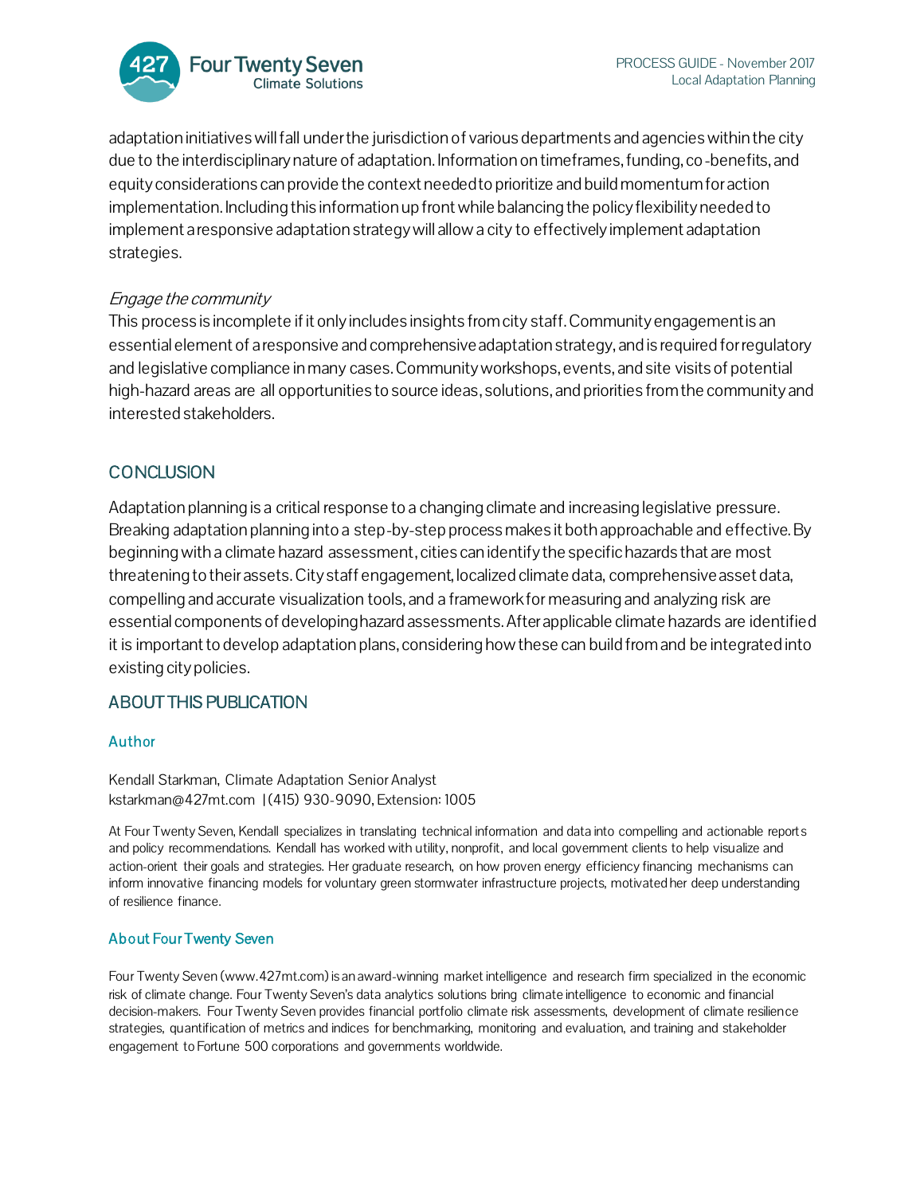adaptation initiatives will fall under the jurisdiction of various departments and agencies within the city due to the interdisciplinary nature of adaptation. Information on timeframes, funding, co-benefits, and equity considerations can provide the context needed to prioritize and build momentum for action implementation. Including this information up front while balancing the policy flexibility needed to implement a responsive adaptation strategy will allow a city to effectively implement adaptation strategies.

*Engage the community*

This process is incomplete if it only includes insights from city staff. Community engagement is an essential element of a responsive and comprehensive adaptation strategy, and is required for regulatory and legislative compliance in many cases. Community workshops, events, and site visits of potential high-hazard areas are all opportunities to source ideas, solutions, and priorities from the community and interested stakeholders.

## CONCLUSION

Adaptation planning is a critical response to a changing climate and increasing legislative pressure. Breaking adaptation planning into a step-by-step process makes it both approachable and effective. By beginning with a climate hazard assessment, cities can identify the specific hazards that are most threatening to their assets. City staff engagement, localized climate data, comprehensive asset data, compelling and accurate visualization tools, and a framework for measuring and analyzing risk are essential components of developing hazard assessments. After applicable climate hazards are identified it is important to develop adaptation plans, considering how these can build from and be integrated into existing city policies.

## ABOUT THIS PUBLICATION

### Author

Kendall Starkman, Climate Adaptation Senior Analyst
kstarkman@427mt.com | (415) 930-9090, Extension: 1005

At Four Twenty Seven, Kendall specializes in translating technical information and data into compelling and actionable reports and policy recommendations. Kendall has worked with utility, nonprofit, and local government clients to help visualize and action-orient their goals and strategies. Her graduate research, on how proven energy efficiency financing mechanisms can inform innovative financing models for voluntary green stormwater infrastructure projects, motivated her deep understanding of resilience finance.

### About Four Twenty Seven

Four Twenty Seven (www.427mt.com) is an award-winning market intelligence and research firm specialized in the economic risk of climate change. Four Twenty Seven's data analytics solutions bring climate intelligence to economic and financial decision-makers. Four Twenty Seven provides financial portfolio climate risk assessments, development of climate resilience strategies, quantification of metrics and indices for benchmarking, monitoring and evaluation, and training and stakeholder engagement to Fortune 500 corporations and governments worldwide.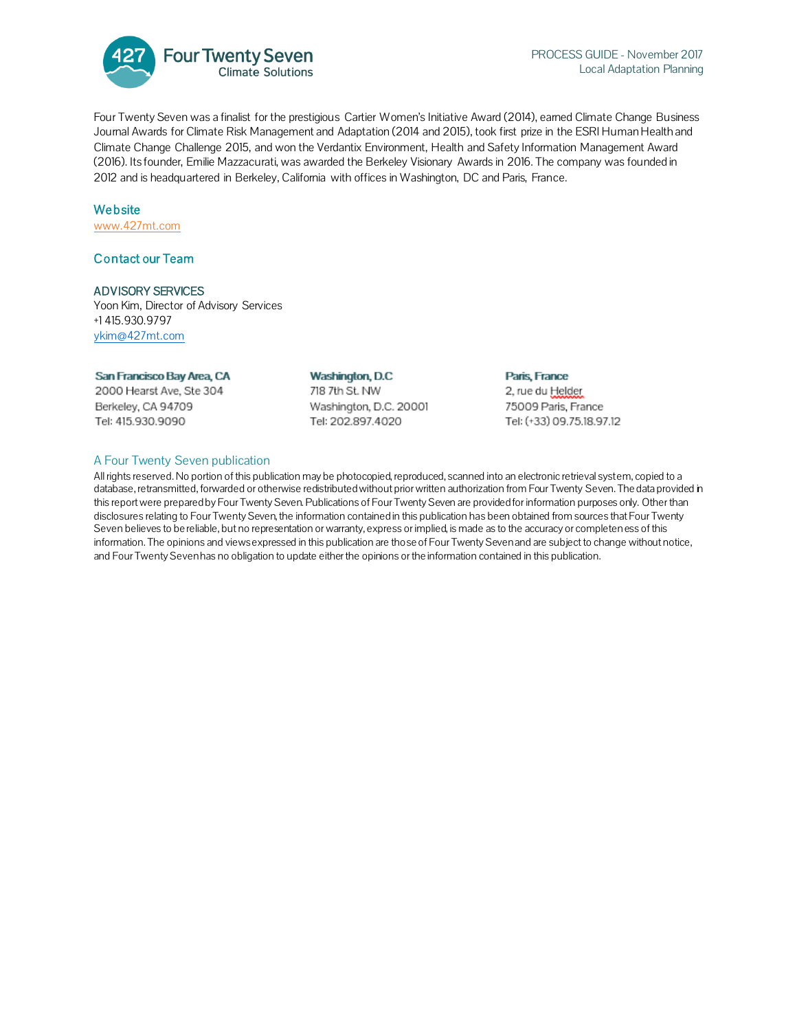Four Twenty Seven was a finalist for the prestigious Cartier Women's Initiative Award (2014), earned Climate Change Business Journal Awards for Climate Risk Management and Adaptation (2014 and 2015), took first prize in the ESRI Human Health and Climate Change Challenge 2015, and won the Verdantix Environment, Health and Safety Information Management Award (2016). Its founder, Emilie Mazzacurati, was awarded the Berkeley Visionary Awards in 2016. The company was founded in 2012 and is headquartered in Berkeley, California with offices in Washington, DC and Paris, France.

### Website

www.427mt.com

### Contact our Team

**ADVISORY SERVICES**
Yoon Kim, Director of Advisory Services
+1 415.930.9797
ykim@427mt.com

**San Francisco Bay Area, CA**
2000 Hearst Ave, Ste 304
Berkeley, CA 94709
Tel: 415.930.9090

**Washington, D.C**
718 7th St. NW
Washington, D.C. 20001
Tel: 202.897.4020

**Paris, France**
2, rue du Helder
75009 Paris, France
Tel: (+33) 09.75.18.97.12

### A Four Twenty Seven publication

All rights reserved. No portion of this publication may be photocopied, reproduced, scanned into an electronic retrieval system, copied to a database, retransmitted, forwarded or otherwise redistributed without prior written authorization from Four Twenty Seven. The data provided in this report were prepared by Four Twenty Seven. Publications of Four Twenty Seven are provided for information purposes only. Other than disclosures relating to Four Twenty Seven, the information contained in this publication has been obtained from sources that Four Twenty Seven believes to be reliable, but no representation or warranty, express or implied, is made as to the accuracy or completeness of this information. The opinions and views expressed in this publication are those of Four Twenty Seven and are subject to change without notice, and Four Twenty Seven has no obligation to update either the opinions or the information contained in this publication.